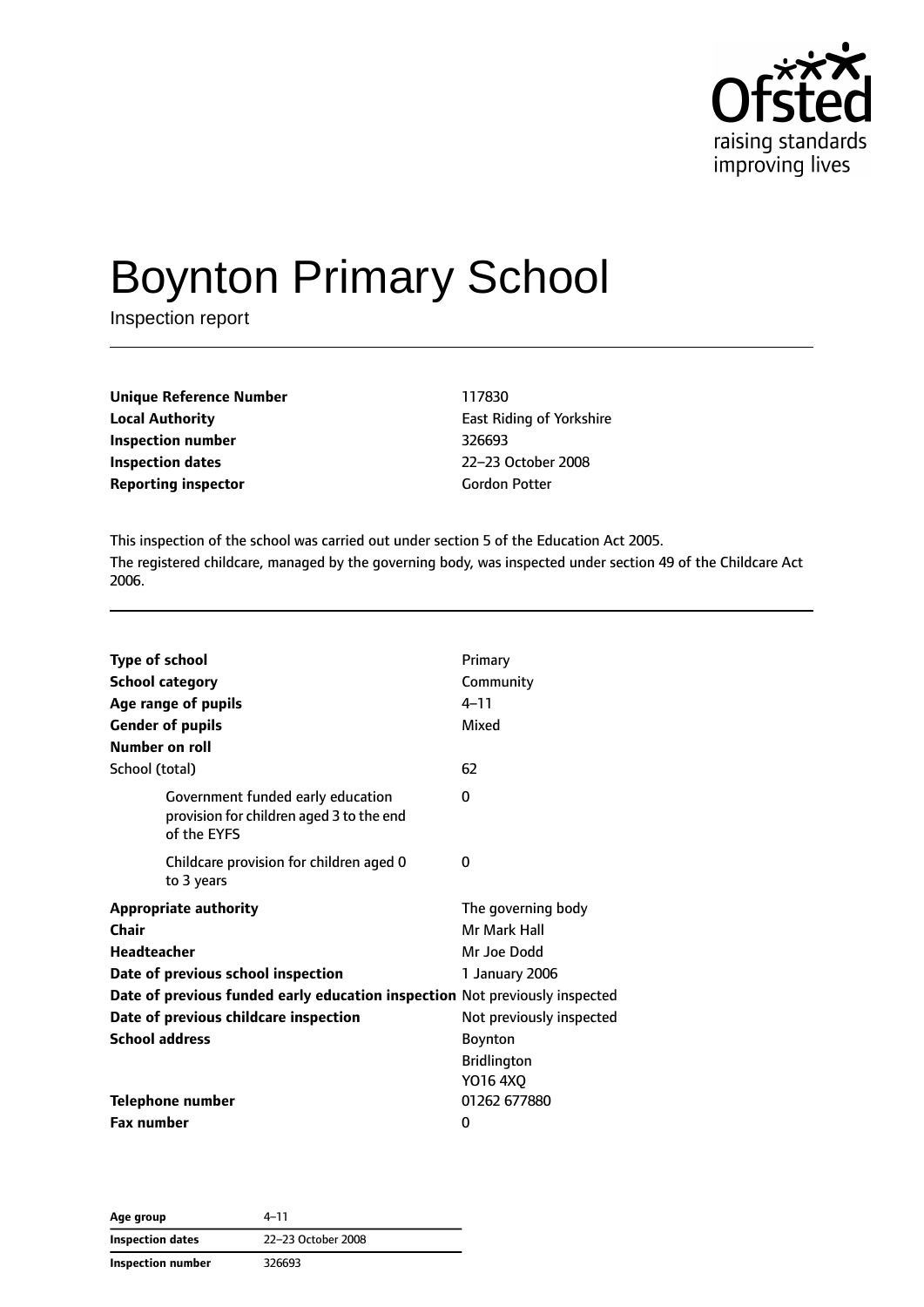# Boynton Primary School

Inspection report

| | |
|---|---|
| **Unique Reference Number** | 117830 |
| **Local Authority** | East Riding of Yorkshire |
| **Inspection number** | 326693 |
| **Inspection dates** | 22–23 October 2008 |
| **Reporting inspector** | Gordon Potter |

This inspection of the school was carried out under section 5 of the Education Act 2005.

The registered childcare, managed by the governing body, was inspected under section 49 of the Childcare Act 2006.

| | |
|---|---|
| **Type of school** | Primary |
| **School category** | Community |
| **Age range of pupils** | 4–11 |
| **Gender of pupils** | Mixed |
| **Number on roll** | |
| School (total) | 62 |
| Government funded early education provision for children aged 3 to the end of the EYFS | 0 |
| Childcare provision for children aged 0 to 3 years | 0 |
| **Appropriate authority** | The governing body |
| **Chair** | Mr Mark Hall |
| **Headteacher** | Mr Joe Dodd |
| **Date of previous school inspection** | 1 January 2006 |
| **Date of previous funded early education inspection** | Not previously inspected |
| **Date of previous childcare inspection** | Not previously inspected |
| **School address** | Boynton<br>Bridlington<br>YO16 4XQ |
| **Telephone number** | 01262 677880 |
| **Fax number** | 0 |

| | |
|---|---|
| **Age group** | 4–11 |
| **Inspection dates** | 22–23 October 2008 |
| **Inspection number** | 326693 |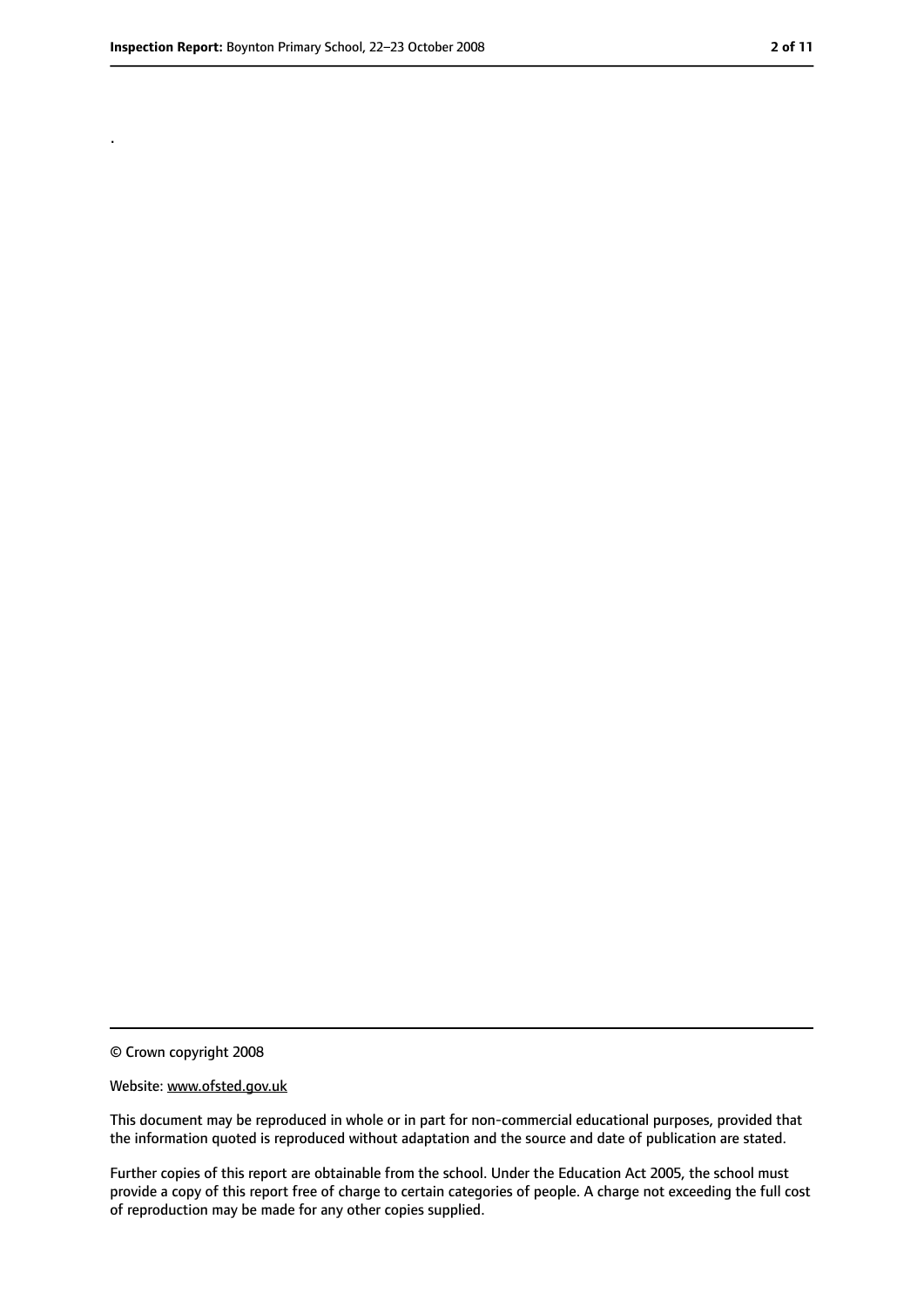.

© Crown copyright 2008

Website: www.ofsted.gov.uk

This document may be reproduced in whole or in part for non-commercial educational purposes, provided that the information quoted is reproduced without adaptation and the source and date of publication are stated.

Further copies of this report are obtainable from the school. Under the Education Act 2005, the school must provide a copy of this report free of charge to certain categories of people. A charge not exceeding the full cost of reproduction may be made for any other copies supplied.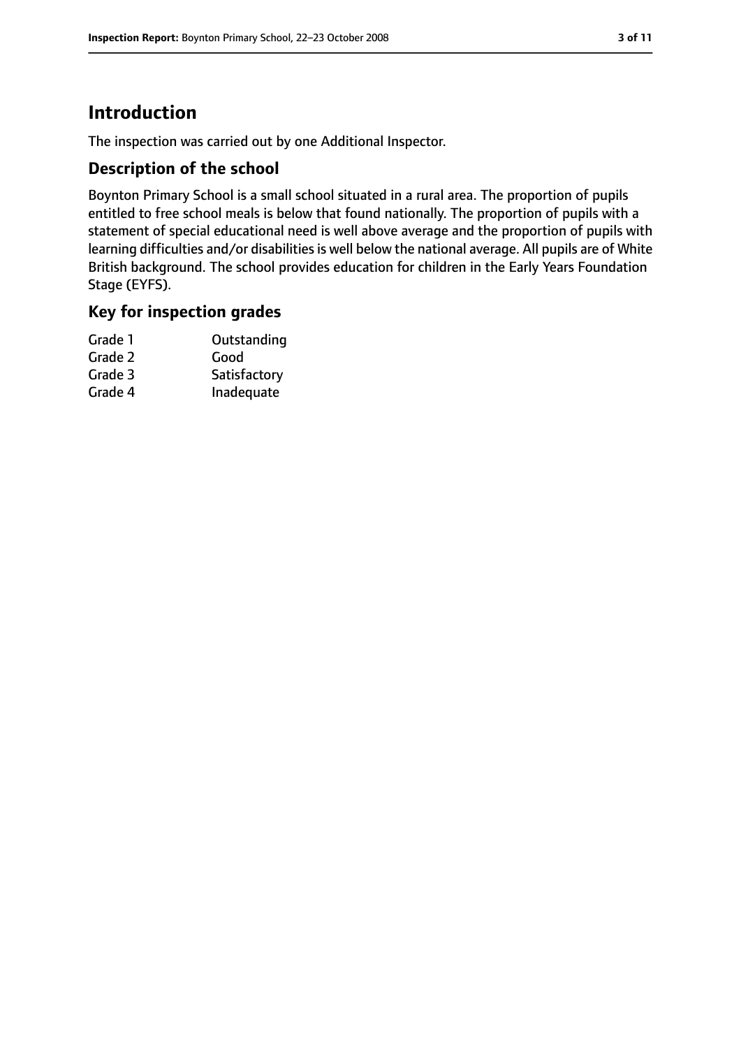# Introduction

The inspection was carried out by one Additional Inspector.

## Description of the school

Boynton Primary School is a small school situated in a rural area. The proportion of pupils entitled to free school meals is below that found nationally. The proportion of pupils with a statement of special educational need is well above average and the proportion of pupils with learning difficulties and/or disabilities is well below the national average. All pupils are of White British background. The school provides education for children in the Early Years Foundation Stage (EYFS).

## Key for inspection grades

| | |
|---|---|
| Grade 1 | Outstanding |
| Grade 2 | Good |
| Grade 3 | Satisfactory |
| Grade 4 | Inadequate |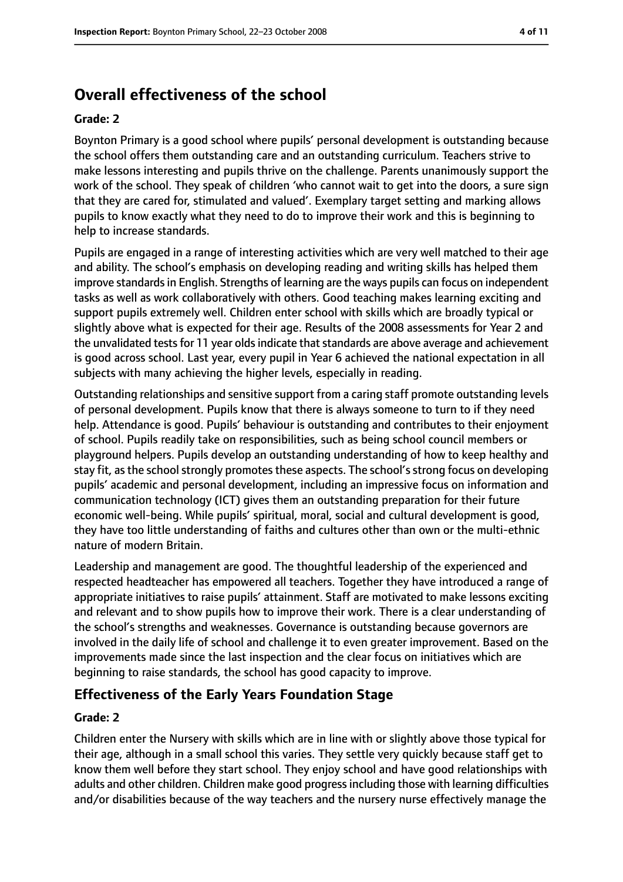## Overall effectiveness of the school

**Grade: 2**

Boynton Primary is a good school where pupils' personal development is outstanding because the school offers them outstanding care and an outstanding curriculum. Teachers strive to make lessons interesting and pupils thrive on the challenge. Parents unanimously support the work of the school. They speak of children 'who cannot wait to get into the doors, a sure sign that they are cared for, stimulated and valued'. Exemplary target setting and marking allows pupils to know exactly what they need to do to improve their work and this is beginning to help to increase standards.

Pupils are engaged in a range of interesting activities which are very well matched to their age and ability. The school's emphasis on developing reading and writing skills has helped them improve standards in English. Strengths of learning are the ways pupils can focus on independent tasks as well as work collaboratively with others. Good teaching makes learning exciting and support pupils extremely well. Children enter school with skills which are broadly typical or slightly above what is expected for their age. Results of the 2008 assessments for Year 2 and the unvalidated tests for 11 year olds indicate that standards are above average and achievement is good across school. Last year, every pupil in Year 6 achieved the national expectation in all subjects with many achieving the higher levels, especially in reading.

Outstanding relationships and sensitive support from a caring staff promote outstanding levels of personal development. Pupils know that there is always someone to turn to if they need help. Attendance is good. Pupils' behaviour is outstanding and contributes to their enjoyment of school. Pupils readily take on responsibilities, such as being school council members or playground helpers. Pupils develop an outstanding understanding of how to keep healthy and stay fit, as the school strongly promotes these aspects. The school's strong focus on developing pupils' academic and personal development, including an impressive focus on information and communication technology (ICT) gives them an outstanding preparation for their future economic well-being. While pupils' spiritual, moral, social and cultural development is good, they have too little understanding of faiths and cultures other than own or the multi-ethnic nature of modern Britain.

Leadership and management are good. The thoughtful leadership of the experienced and respected headteacher has empowered all teachers. Together they have introduced a range of appropriate initiatives to raise pupils' attainment. Staff are motivated to make lessons exciting and relevant and to show pupils how to improve their work. There is a clear understanding of the school's strengths and weaknesses. Governance is outstanding because governors are involved in the daily life of school and challenge it to even greater improvement. Based on the improvements made since the last inspection and the clear focus on initiatives which are beginning to raise standards, the school has good capacity to improve.

### Effectiveness of the Early Years Foundation Stage

**Grade: 2**

Children enter the Nursery with skills which are in line with or slightly above those typical for their age, although in a small school this varies. They settle very quickly because staff get to know them well before they start school. They enjoy school and have good relationships with adults and other children. Children make good progress including those with learning difficulties and/or disabilities because of the way teachers and the nursery nurse effectively manage the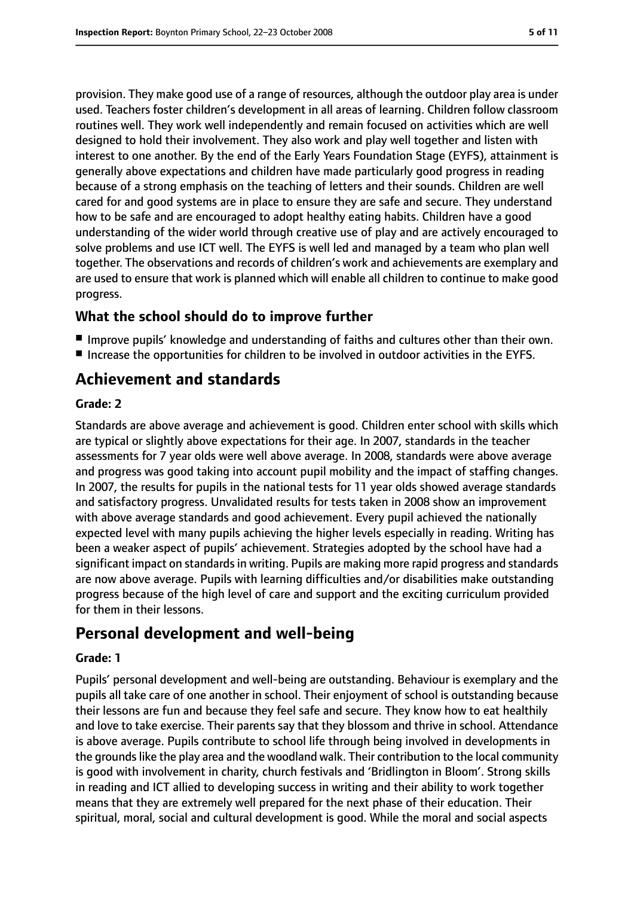provision. They make good use of a range of resources, although the outdoor play area is under used. Teachers foster children's development in all areas of learning. Children follow classroom routines well. They work well independently and remain focused on activities which are well designed to hold their involvement. They also work and play well together and listen with interest to one another. By the end of the Early Years Foundation Stage (EYFS), attainment is generally above expectations and children have made particularly good progress in reading because of a strong emphasis on the teaching of letters and their sounds. Children are well cared for and good systems are in place to ensure they are safe and secure. They understand how to be safe and are encouraged to adopt healthy eating habits. Children have a good understanding of the wider world through creative use of play and are actively encouraged to solve problems and use ICT well. The EYFS is well led and managed by a team who plan well together. The observations and records of children's work and achievements are exemplary and are used to ensure that work is planned which will enable all children to continue to make good progress.

### What the school should do to improve further

- Improve pupils' knowledge and understanding of faiths and cultures other than their own.
- Increase the opportunities for children to be involved in outdoor activities in the EYFS.

## Achievement and standards

#### Grade: 2

Standards are above average and achievement is good. Children enter school with skills which are typical or slightly above expectations for their age. In 2007, standards in the teacher assessments for 7 year olds were well above average. In 2008, standards were above average and progress was good taking into account pupil mobility and the impact of staffing changes. In 2007, the results for pupils in the national tests for 11 year olds showed average standards and satisfactory progress. Unvalidated results for tests taken in 2008 show an improvement with above average standards and good achievement. Every pupil achieved the nationally expected level with many pupils achieving the higher levels especially in reading. Writing has been a weaker aspect of pupils' achievement. Strategies adopted by the school have had a significant impact on standards in writing. Pupils are making more rapid progress and standards are now above average. Pupils with learning difficulties and/or disabilities make outstanding progress because of the high level of care and support and the exciting curriculum provided for them in their lessons.

## Personal development and well-being

#### Grade: 1

Pupils' personal development and well-being are outstanding. Behaviour is exemplary and the pupils all take care of one another in school. Their enjoyment of school is outstanding because their lessons are fun and because they feel safe and secure. They know how to eat healthily and love to take exercise. Their parents say that they blossom and thrive in school. Attendance is above average. Pupils contribute to school life through being involved in developments in the grounds like the play area and the woodland walk. Their contribution to the local community is good with involvement in charity, church festivals and 'Bridlington in Bloom'. Strong skills in reading and ICT allied to developing success in writing and their ability to work together means that they are extremely well prepared for the next phase of their education. Their spiritual, moral, social and cultural development is good. While the moral and social aspects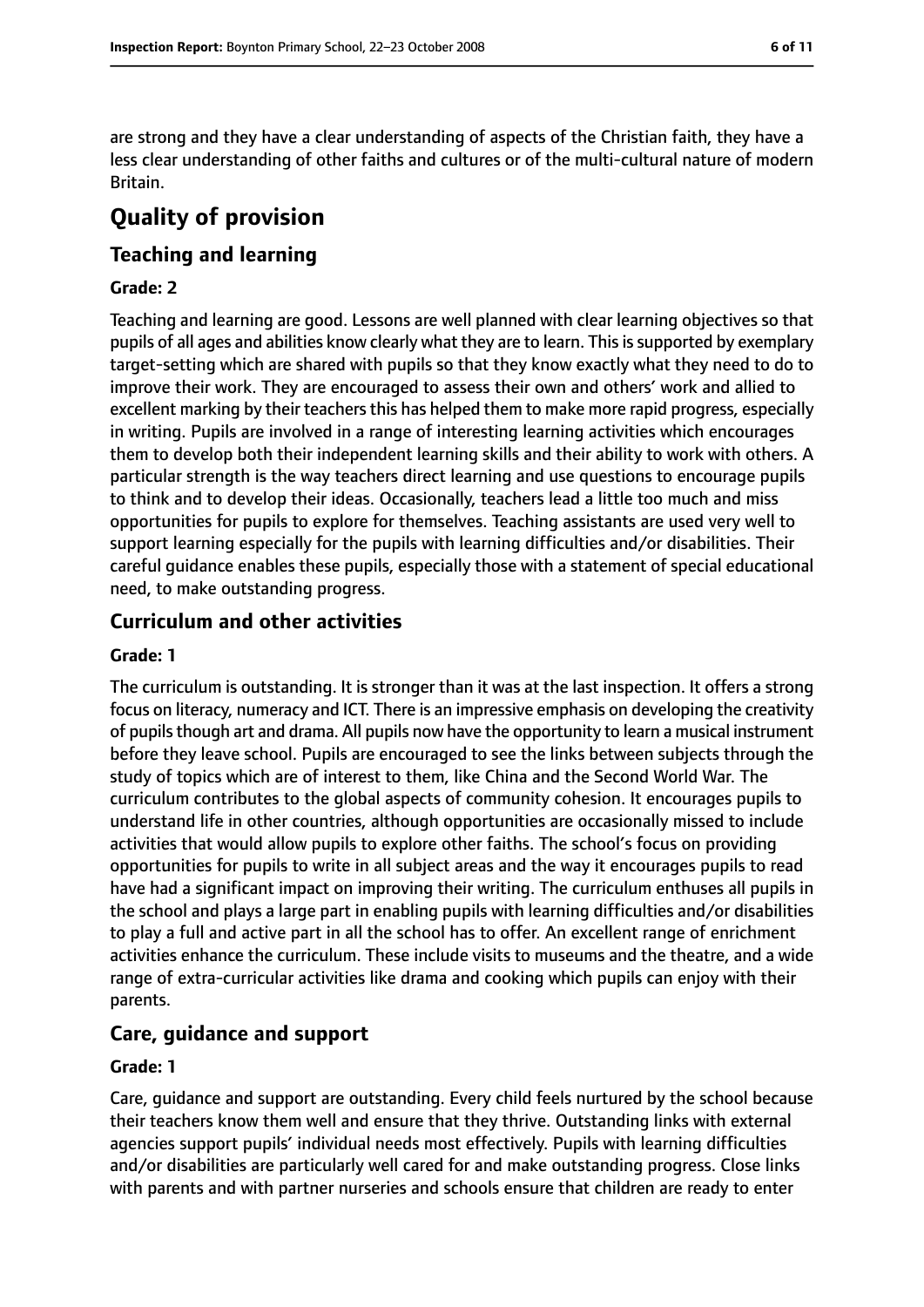are strong and they have a clear understanding of aspects of the Christian faith, they have a less clear understanding of other faiths and cultures or of the multi-cultural nature of modern Britain.

# Quality of provision

## Teaching and learning

### Grade: 2

Teaching and learning are good. Lessons are well planned with clear learning objectives so that pupils of all ages and abilities know clearly what they are to learn. This is supported by exemplary target-setting which are shared with pupils so that they know exactly what they need to do to improve their work. They are encouraged to assess their own and others' work and allied to excellent marking by their teachers this has helped them to make more rapid progress, especially in writing. Pupils are involved in a range of interesting learning activities which encourages them to develop both their independent learning skills and their ability to work with others. A particular strength is the way teachers direct learning and use questions to encourage pupils to think and to develop their ideas. Occasionally, teachers lead a little too much and miss opportunities for pupils to explore for themselves. Teaching assistants are used very well to support learning especially for the pupils with learning difficulties and/or disabilities. Their careful guidance enables these pupils, especially those with a statement of special educational need, to make outstanding progress.

## Curriculum and other activities

### Grade: 1

The curriculum is outstanding. It is stronger than it was at the last inspection. It offers a strong focus on literacy, numeracy and ICT. There is an impressive emphasis on developing the creativity of pupils though art and drama. All pupils now have the opportunity to learn a musical instrument before they leave school. Pupils are encouraged to see the links between subjects through the study of topics which are of interest to them, like China and the Second World War. The curriculum contributes to the global aspects of community cohesion. It encourages pupils to understand life in other countries, although opportunities are occasionally missed to include activities that would allow pupils to explore other faiths. The school's focus on providing opportunities for pupils to write in all subject areas and the way it encourages pupils to read have had a significant impact on improving their writing. The curriculum enthuses all pupils in the school and plays a large part in enabling pupils with learning difficulties and/or disabilities to play a full and active part in all the school has to offer. An excellent range of enrichment activities enhance the curriculum. These include visits to museums and the theatre, and a wide range of extra-curricular activities like drama and cooking which pupils can enjoy with their parents.

## Care, guidance and support

### Grade: 1

Care, guidance and support are outstanding. Every child feels nurtured by the school because their teachers know them well and ensure that they thrive. Outstanding links with external agencies support pupils' individual needs most effectively. Pupils with learning difficulties and/or disabilities are particularly well cared for and make outstanding progress. Close links with parents and with partner nurseries and schools ensure that children are ready to enter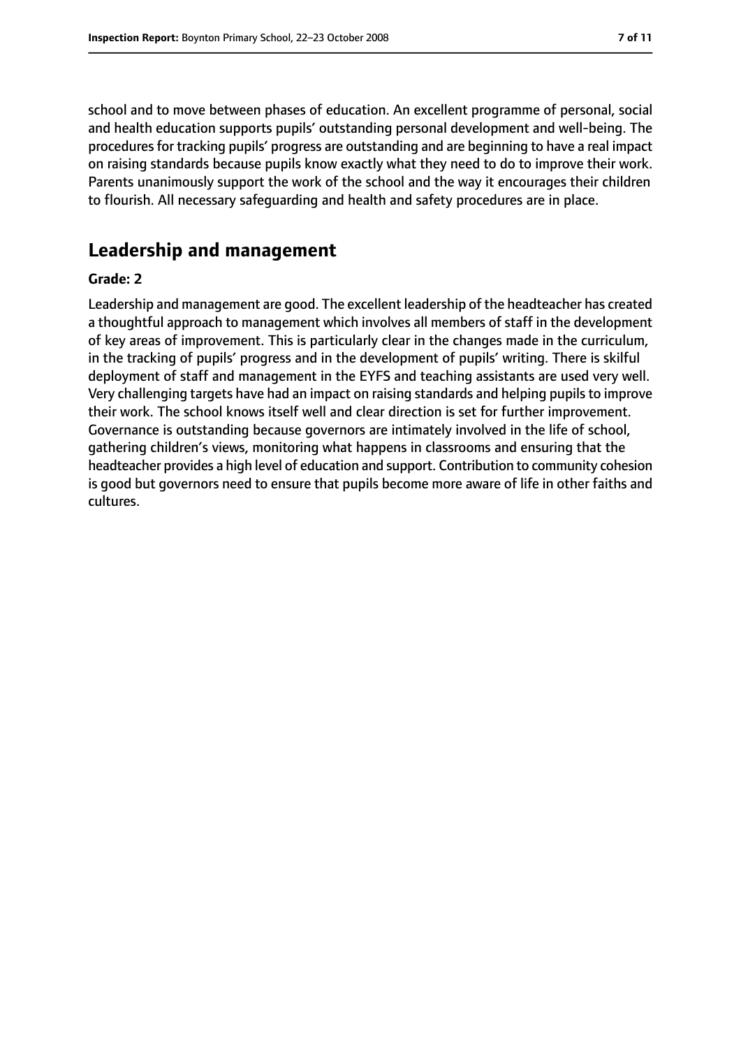school and to move between phases of education. An excellent programme of personal, social and health education supports pupils' outstanding personal development and well-being. The procedures for tracking pupils' progress are outstanding and are beginning to have a real impact on raising standards because pupils know exactly what they need to do to improve their work. Parents unanimously support the work of the school and the way it encourages their children to flourish. All necessary safeguarding and health and safety procedures are in place.

## Leadership and management

**Grade: 2**

Leadership and management are good. The excellent leadership of the headteacher has created a thoughtful approach to management which involves all members of staff in the development of key areas of improvement. This is particularly clear in the changes made in the curriculum, in the tracking of pupils' progress and in the development of pupils' writing. There is skilful deployment of staff and management in the EYFS and teaching assistants are used very well. Very challenging targets have had an impact on raising standards and helping pupils to improve their work. The school knows itself well and clear direction is set for further improvement. Governance is outstanding because governors are intimately involved in the life of school, gathering children's views, monitoring what happens in classrooms and ensuring that the headteacher provides a high level of education and support. Contribution to community cohesion is good but governors need to ensure that pupils become more aware of life in other faiths and cultures.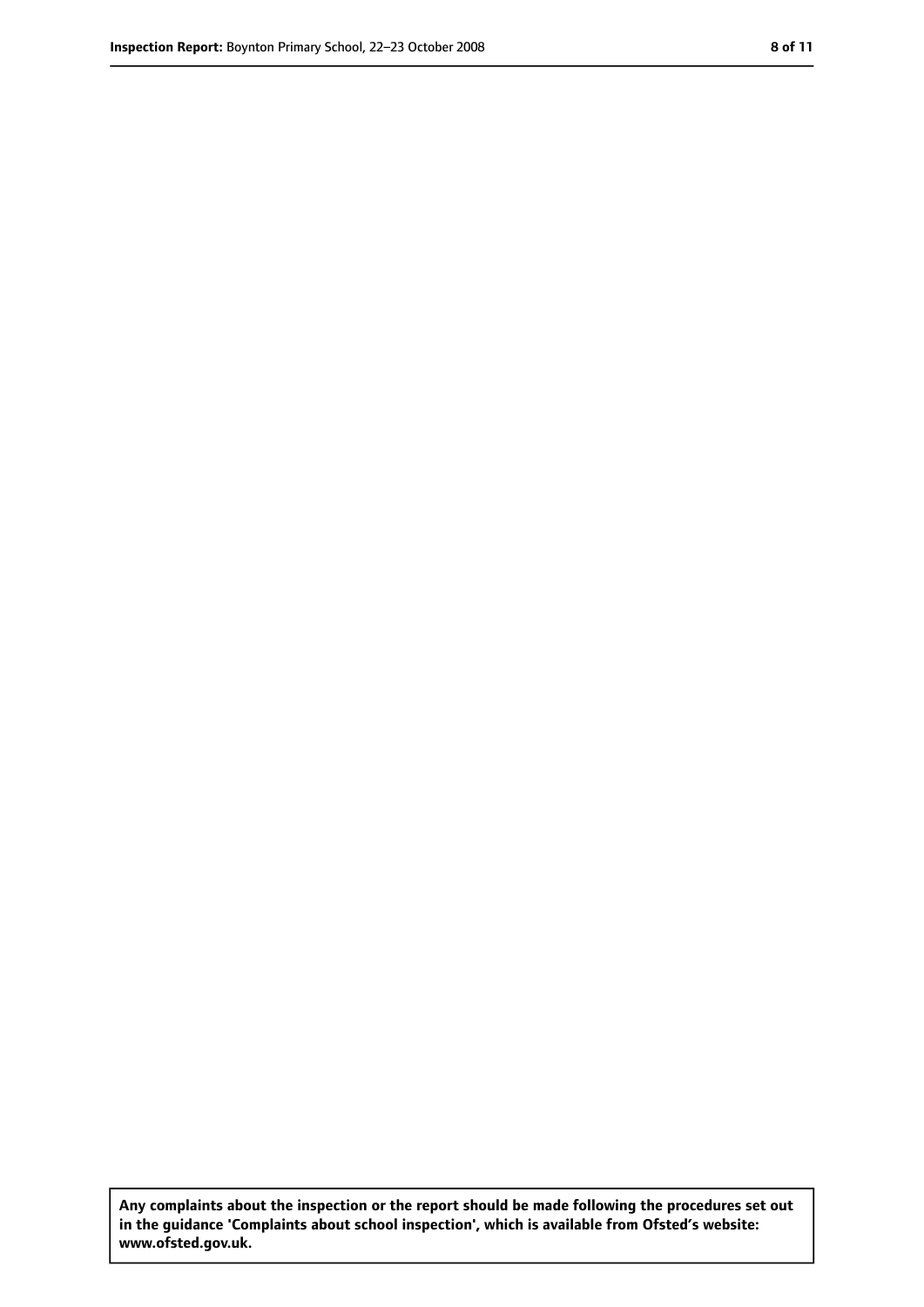**Any complaints about the inspection or the report should be made following the procedures set out in the guidance 'Complaints about school inspection', which is available from Ofsted's website: www.ofsted.gov.uk.**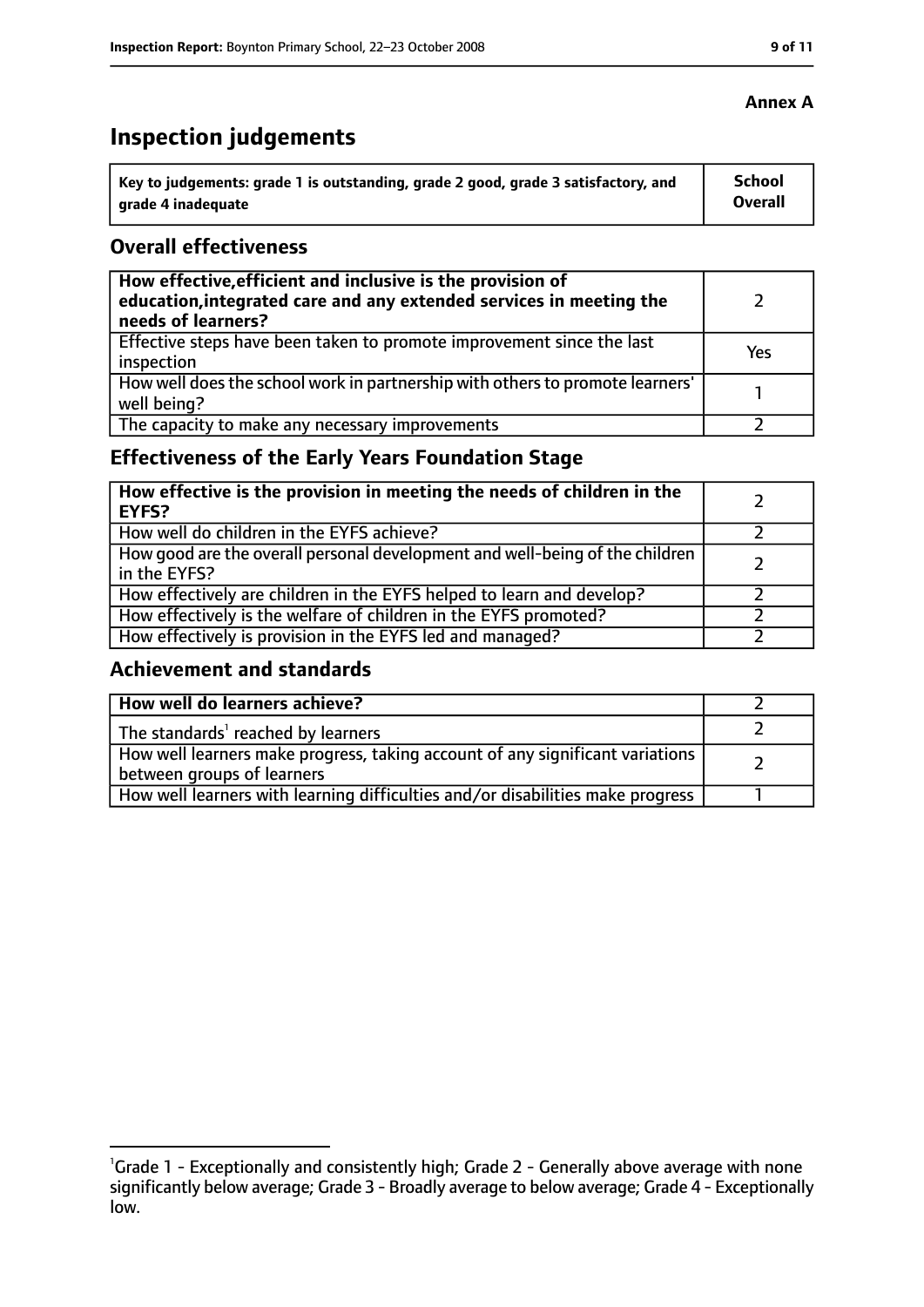**Annex A**

# Inspection judgements

| Key to judgements: grade 1 is outstanding, grade 2 good, grade 3 satisfactory, and grade 4 inadequate | School Overall |
| --- | --- |

## Overall effectiveness

| | |
| --- | --- |
| **How effective, efficient and inclusive is the provision of education, integrated care and any extended services in meeting the needs of learners?** | 2 |
| Effective steps have been taken to promote improvement since the last inspection | Yes |
| How well does the school work in partnership with others to promote learners' well being? | 1 |
| The capacity to make any necessary improvements | 2 |

## Effectiveness of the Early Years Foundation Stage

| | |
| --- | --- |
| **How effective is the provision in meeting the needs of children in the EYFS?** | 2 |
| How well do children in the EYFS achieve? | 2 |
| How good are the overall personal development and well-being of the children in the EYFS? | 2 |
| How effectively are children in the EYFS helped to learn and develop? | 2 |
| How effectively is the welfare of children in the EYFS promoted? | 2 |
| How effectively is provision in the EYFS led and managed? | 2 |

## Achievement and standards

| | |
| --- | --- |
| **How well do learners achieve?** | 2 |
| The standards[1] reached by learners | 2 |
| How well learners make progress, taking account of any significant variations between groups of learners | 2 |
| How well learners with learning difficulties and/or disabilities make progress | 1 |

[1]Grade 1 - Exceptionally and consistently high; Grade 2 - Generally above average with none significantly below average; Grade 3 - Broadly average to below average; Grade 4 - Exceptionally low.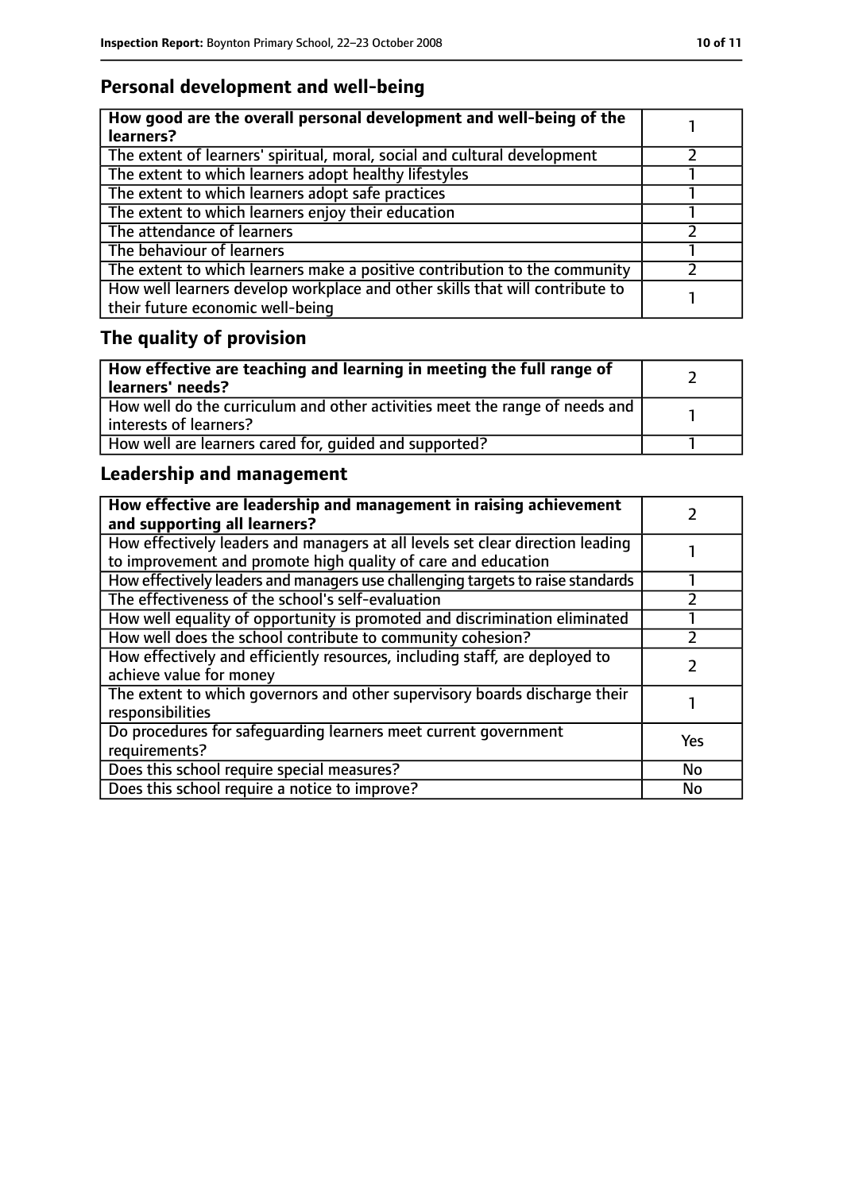## Personal development and well-being

| **How good are the overall personal development and well-being of the learners?** | 1 |
|---|---|
| The extent of learners' spiritual, moral, social and cultural development | 2 |
| The extent to which learners adopt healthy lifestyles | 1 |
| The extent to which learners adopt safe practices | 1 |
| The extent to which learners enjoy their education | 1 |
| The attendance of learners | 2 |
| The behaviour of learners | 1 |
| The extent to which learners make a positive contribution to the community | 2 |
| How well learners develop workplace and other skills that will contribute to their future economic well-being | 1 |

## The quality of provision

| **How effective are teaching and learning in meeting the full range of learners' needs?** | 2 |
|---|---|
| How well do the curriculum and other activities meet the range of needs and interests of learners? | 1 |
| How well are learners cared for, guided and supported? | 1 |

## Leadership and management

| **How effective are leadership and management in raising achievement and supporting all learners?** | 2 |
|---|---|
| How effectively leaders and managers at all levels set clear direction leading to improvement and promote high quality of care and education | 1 |
| How effectively leaders and managers use challenging targets to raise standards | 1 |
| The effectiveness of the school's self-evaluation | 2 |
| How well equality of opportunity is promoted and discrimination eliminated | 1 |
| How well does the school contribute to community cohesion? | 2 |
| How effectively and efficiently resources, including staff, are deployed to achieve value for money | 2 |
| The extent to which governors and other supervisory boards discharge their responsibilities | 1 |
| Do procedures for safeguarding learners meet current government requirements? | Yes |
| Does this school require special measures? | No |
| Does this school require a notice to improve? | No |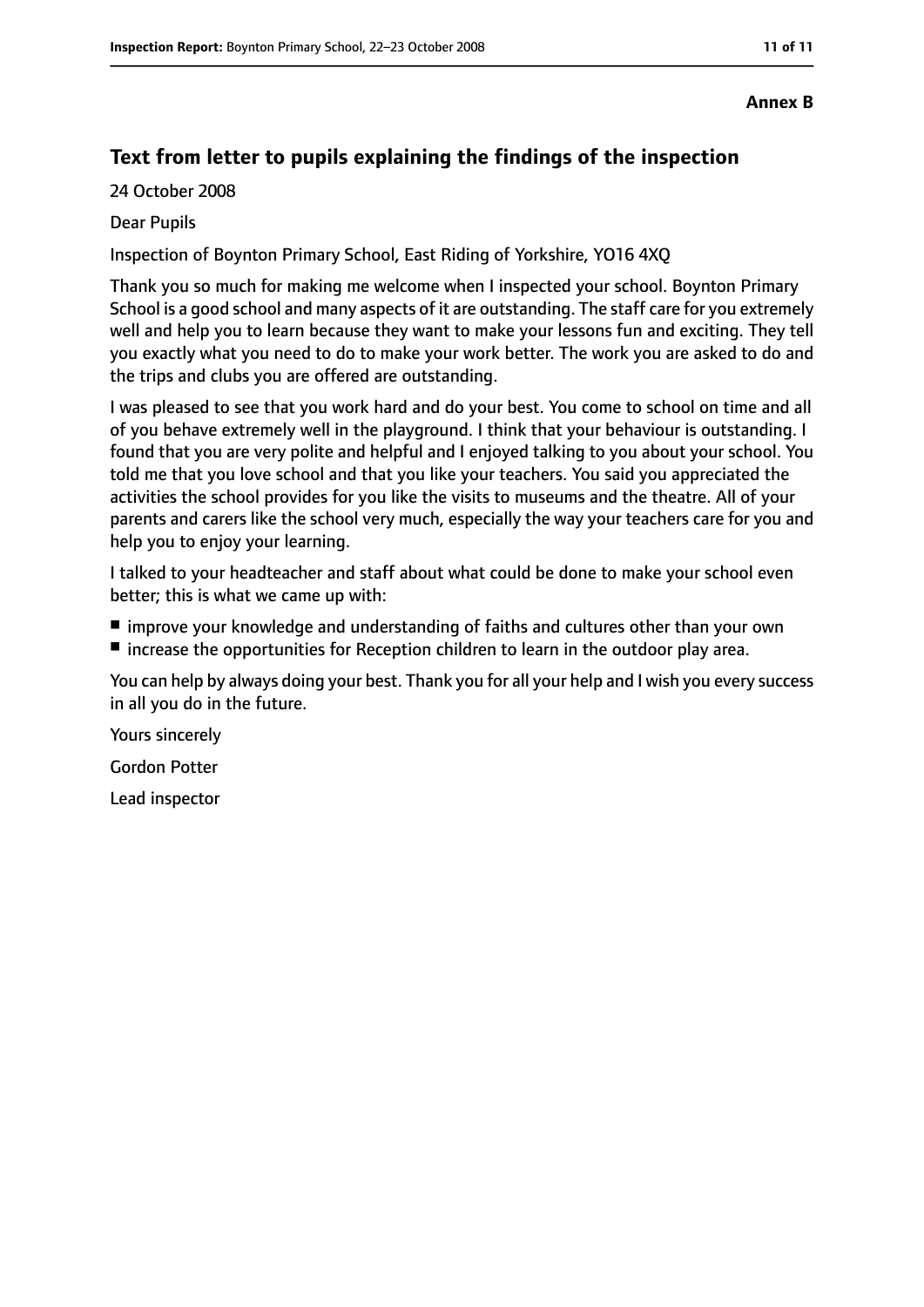**Annex B**

## Text from letter to pupils explaining the findings of the inspection

24 October 2008

Dear Pupils

Inspection of Boynton Primary School, East Riding of Yorkshire, YO16 4XQ

Thank you so much for making me welcome when I inspected your school. Boynton Primary School is a good school and many aspects of it are outstanding. The staff care for you extremely well and help you to learn because they want to make your lessons fun and exciting. They tell you exactly what you need to do to make your work better. The work you are asked to do and the trips and clubs you are offered are outstanding.

I was pleased to see that you work hard and do your best. You come to school on time and all of you behave extremely well in the playground. I think that your behaviour is outstanding. I found that you are very polite and helpful and I enjoyed talking to you about your school. You told me that you love school and that you like your teachers. You said you appreciated the activities the school provides for you like the visits to museums and the theatre. All of your parents and carers like the school very much, especially the way your teachers care for you and help you to enjoy your learning.

I talked to your headteacher and staff about what could be done to make your school even better; this is what we came up with:

- improve your knowledge and understanding of faiths and cultures other than your own
- increase the opportunities for Reception children to learn in the outdoor play area.

You can help by always doing your best. Thank you for all your help and I wish you every success in all you do in the future.

Yours sincerely

Gordon Potter

Lead inspector